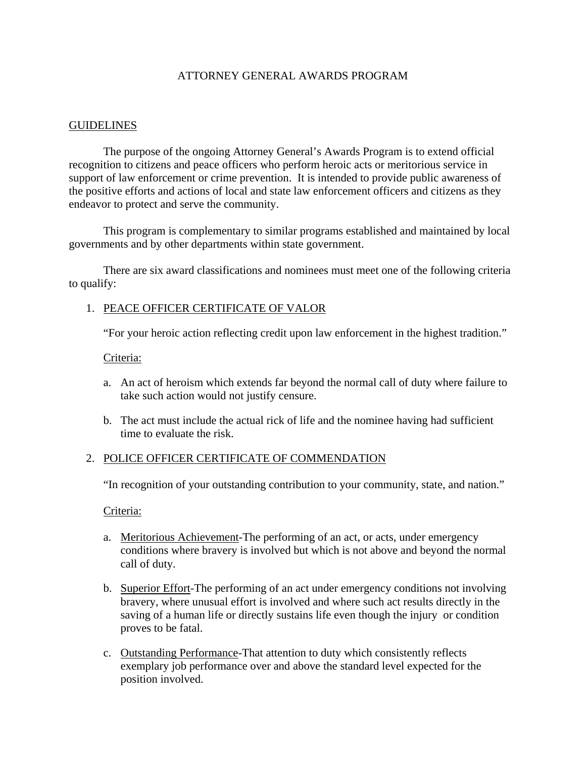# ATTORNEY GENERAL AWARDS PROGRAM

## GUIDELINES

The purpose of the ongoing Attorney General's Awards Program is to extend official recognition to citizens and peace officers who perform heroic acts or meritorious service in support of law enforcement or crime prevention. It is intended to provide public awareness of the positive efforts and actions of local and state law enforcement officers and citizens as they endeavor to protect and serve the community.

This program is complementary to similar programs established and maintained by local governments and by other departments within state government.

There are six award classifications and nominees must meet one of the following criteria to qualify:

1. PEACE OFFICER CERTIFICATE OF VALOR

   "For your heroic action reflecting credit upon law enforcement in the highest tradition."

   Criteria:

   a. An act of heroism which extends far beyond the normal call of duty where failure to take such action would not justify censure.

   b. The act must include the actual rick of life and the nominee having had sufficient time to evaluate the risk.

2. POLICE OFFICER CERTIFICATE OF COMMENDATION

   "In recognition of your outstanding contribution to your community, state, and nation."

   Criteria:

   a. Meritorious Achievement-The performing of an act, or acts, under emergency conditions where bravery is involved but which is not above and beyond the normal call of duty.

   b. Superior Effort-The performing of an act under emergency conditions not involving bravery, where unusual effort is involved and where such act results directly in the saving of a human life or directly sustains life even though the injury or condition proves to be fatal.

   c. Outstanding Performance-That attention to duty which consistently reflects exemplary job performance over and above the standard level expected for the position involved.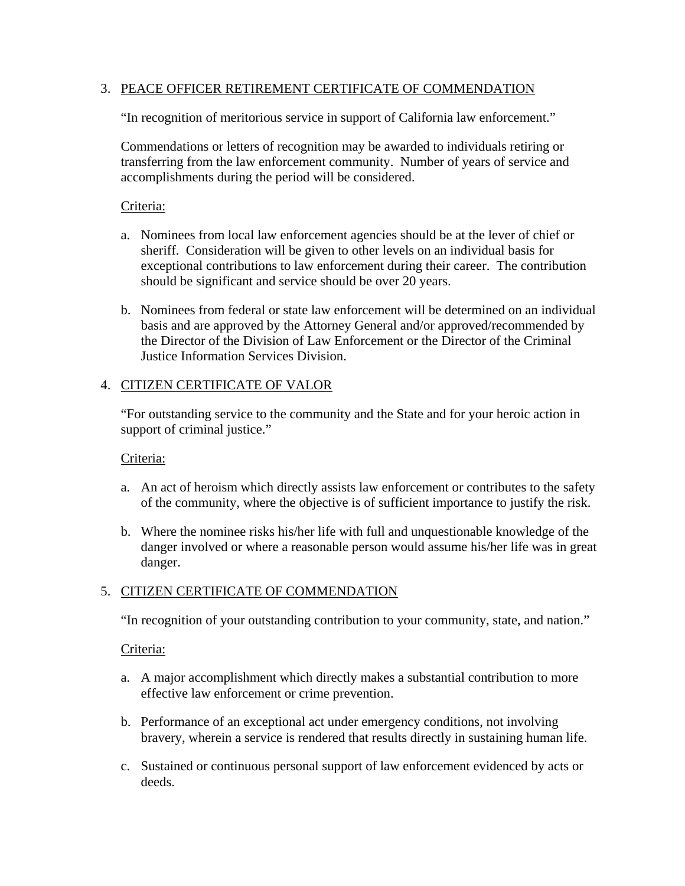3. PEACE OFFICER RETIREMENT CERTIFICATE OF COMMENDATION

   "In recognition of meritorious service in support of California law enforcement."

   Commendations or letters of recognition may be awarded to individuals retiring or transferring from the law enforcement community. Number of years of service and accomplishments during the period will be considered.

   Criteria:

   a. Nominees from local law enforcement agencies should be at the lever of chief or sheriff. Consideration will be given to other levels on an individual basis for exceptional contributions to law enforcement during their career. The contribution should be significant and service should be over 20 years.

   b. Nominees from federal or state law enforcement will be determined on an individual basis and are approved by the Attorney General and/or approved/recommended by the Director of the Division of Law Enforcement or the Director of the Criminal Justice Information Services Division.

4. CITIZEN CERTIFICATE OF VALOR

   "For outstanding service to the community and the State and for your heroic action in support of criminal justice."

   Criteria:

   a. An act of heroism which directly assists law enforcement or contributes to the safety of the community, where the objective is of sufficient importance to justify the risk.

   b. Where the nominee risks his/her life with full and unquestionable knowledge of the danger involved or where a reasonable person would assume his/her life was in great danger.

5. CITIZEN CERTIFICATE OF COMMENDATION

   "In recognition of your outstanding contribution to your community, state, and nation."

   Criteria:

   a. A major accomplishment which directly makes a substantial contribution to more effective law enforcement or crime prevention.

   b. Performance of an exceptional act under emergency conditions, not involving bravery, wherein a service is rendered that results directly in sustaining human life.

   c. Sustained or continuous personal support of law enforcement evidenced by acts or deeds.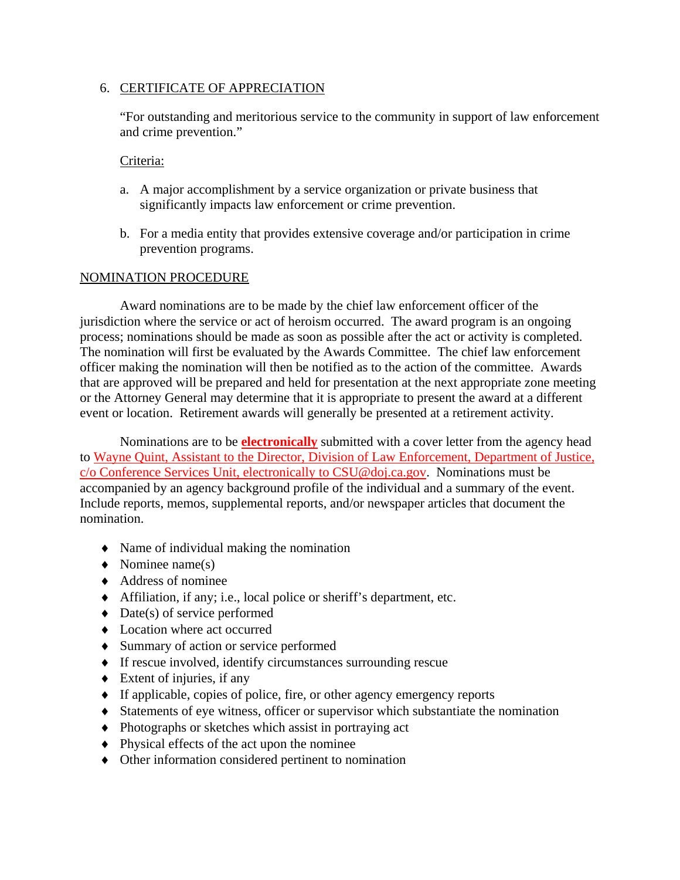6. CERTIFICATE OF APPRECIATION

   "For outstanding and meritorious service to the community in support of law enforcement and crime prevention."

   Criteria:

   a. A major accomplishment by a service organization or private business that significantly impacts law enforcement or crime prevention.

   b. For a media entity that provides extensive coverage and/or participation in crime prevention programs.

## NOMINATION PROCEDURE

Award nominations are to be made by the chief law enforcement officer of the jurisdiction where the service or act of heroism occurred. The award program is an ongoing process; nominations should be made as soon as possible after the act or activity is completed. The nomination will first be evaluated by the Awards Committee. The chief law enforcement officer making the nomination will then be notified as to the action of the committee. Awards that are approved will be prepared and held for presentation at the next appropriate zone meeting or the Attorney General may determine that it is appropriate to present the award at a different event or location. Retirement awards will generally be presented at a retirement activity.

Nominations are to be **electronically** submitted with a cover letter from the agency head to Wayne Quint, Assistant to the Director, Division of Law Enforcement, Department of Justice, c/o Conference Services Unit, electronically to CSU@doj.ca.gov. Nominations must be accompanied by an agency background profile of the individual and a summary of the event. Include reports, memos, supplemental reports, and/or newspaper articles that document the nomination.

- Name of individual making the nomination
- Nominee name(s)
- Address of nominee
- Affiliation, if any; i.e., local police or sheriff's department, etc.
- Date(s) of service performed
- Location where act occurred
- Summary of action or service performed
- If rescue involved, identify circumstances surrounding rescue
- Extent of injuries, if any
- If applicable, copies of police, fire, or other agency emergency reports
- Statements of eye witness, officer or supervisor which substantiate the nomination
- Photographs or sketches which assist in portraying act
- Physical effects of the act upon the nominee
- Other information considered pertinent to nomination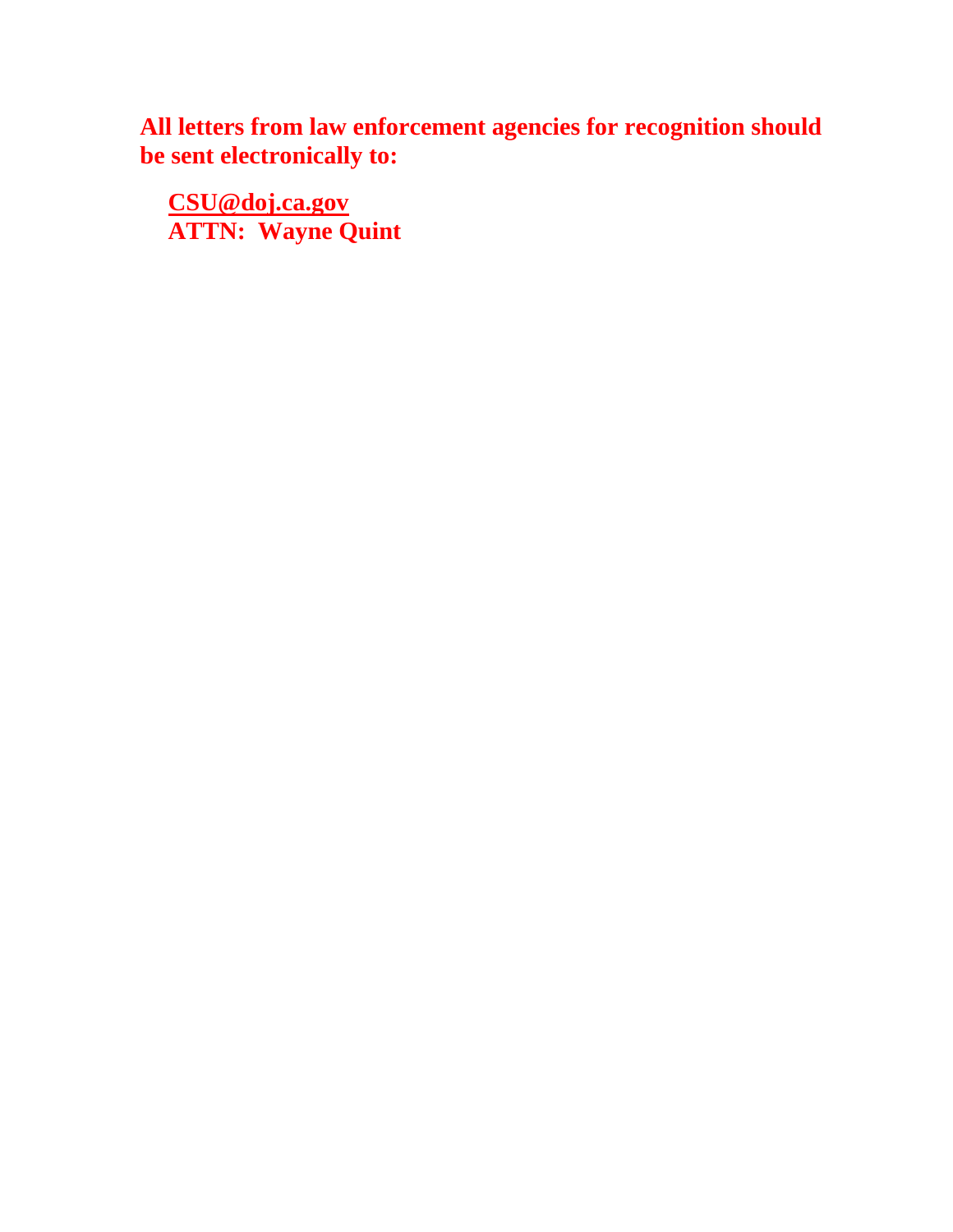**All letters from law enforcement agencies for recognition should be sent electronically to:**

**CSU@doj.ca.gov**
**ATTN: Wayne Quint**